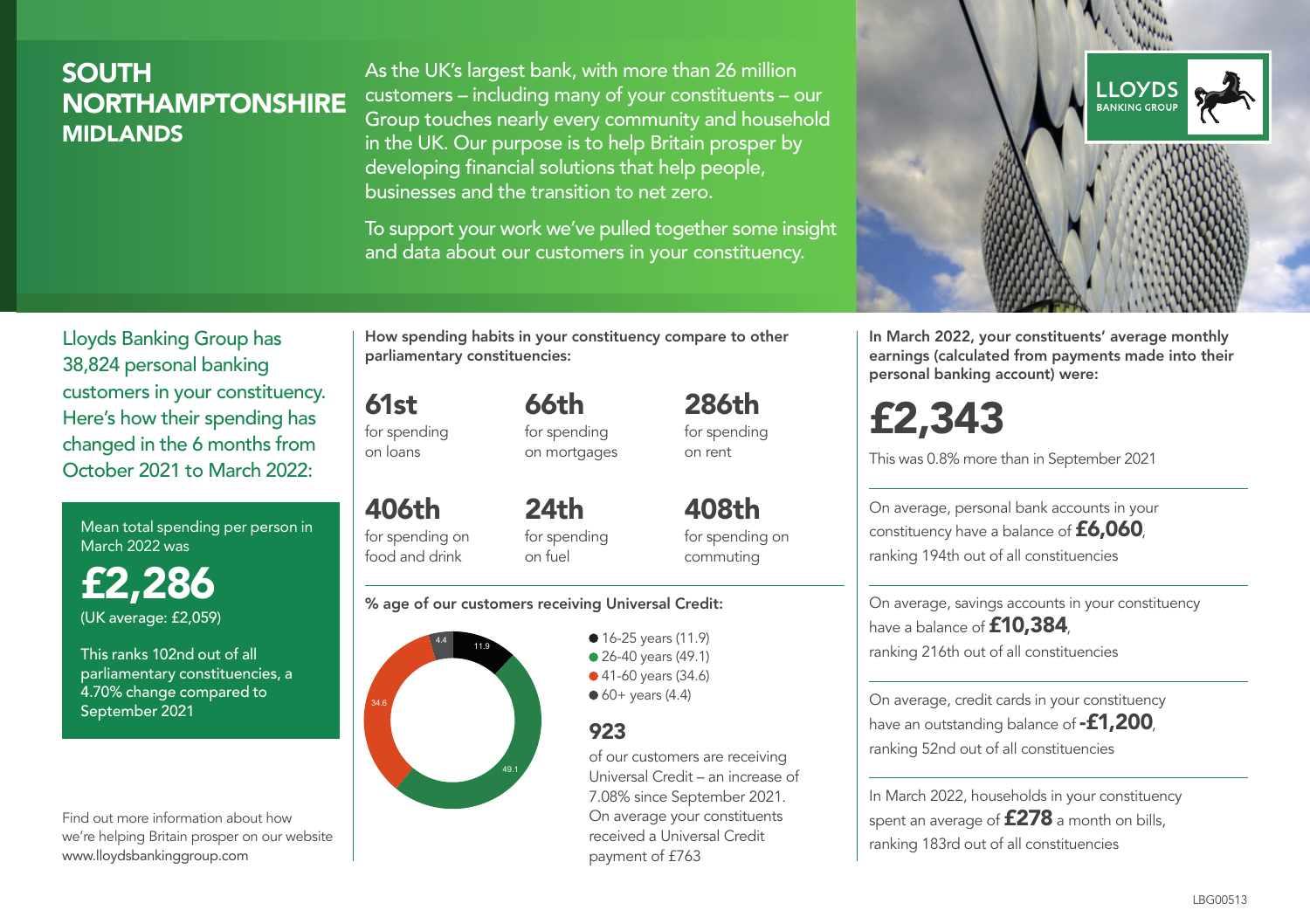# SOUTH NORTHAMPTONSHIRE
## MIDLANDS

As the UK's largest bank, with more than 26 million customers – including many of your constituents – our Group touches nearly every community and household in the UK. Our purpose is to help Britain prosper by developing financial solutions that help people, businesses and the transition to net zero.

To support your work we've pulled together some insight and data about our customers in your constituency.

LLOYDS BANKING GROUP

Lloyds Banking Group has 38,824 personal banking customers in your constituency. Here's how their spending has changed in the 6 months from October 2021 to March 2022:

Mean total spending per person in March 2022 was

**£2,286**
(UK average: £2,059)

This ranks 102nd out of all parliamentary constituencies, a 4.70% change compared to September 2021

Find out more information about how we're helping Britain prosper on our website www.lloydsbankinggroup.com

**How spending habits in your constituency compare to other parliamentary constituencies:**

**61st** for spending on loans

**66th** for spending on mortgages

**286th** for spending on rent

**406th** for spending on food and drink

**24th** for spending on fuel

**408th** for spending on commuting

**% age of our customers receiving Universal Credit:**

- 16-25 years (11.9)
- 26-40 years (49.1)
- 41-60 years (34.6)
- 60+ years (4.4)

**923**
of our customers are receiving Universal Credit – an increase of 7.08% since September 2021. On average your constituents received a Universal Credit payment of £763

**In March 2022, your constituents' average monthly earnings (calculated from payments made into their personal banking account) were:**

**£2,343**

This was 0.8% more than in September 2021

On average, personal bank accounts in your constituency have a balance of **£6,060**, ranking 194th out of all constituencies

On average, savings accounts in your constituency have a balance of **£10,384**, ranking 216th out of all constituencies

On average, credit cards in your constituency have an outstanding balance of **-£1,200**, ranking 52nd out of all constituencies

In March 2022, households in your constituency spent an average of **£278** a month on bills, ranking 183rd out of all constituencies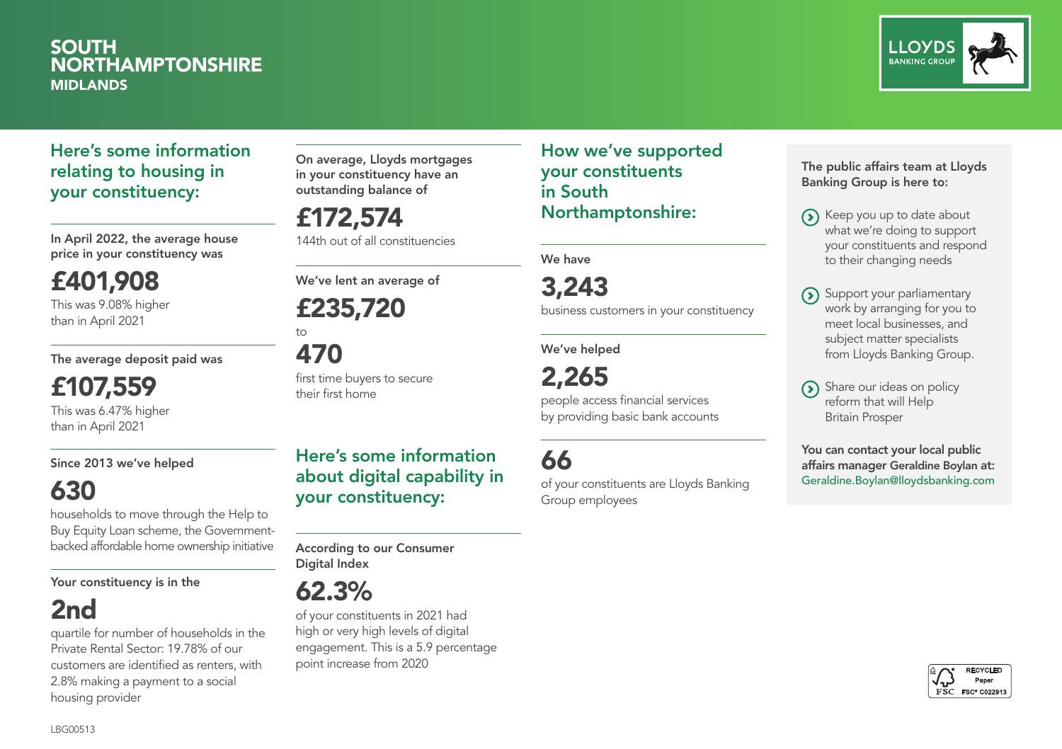# SOUTH NORTHAMPTONSHIRE
## MIDLANDS

LLOYDS BANKING GROUP

## Here's some information relating to housing in your constituency:

In April 2022, the average house price in your constituency was

**£401,908**

This was 9.08% higher than in April 2021

The average deposit paid was

**£107,559**

This was 6.47% higher than in April 2021

Since 2013 we've helped

**630**

households to move through the Help to Buy Equity Loan scheme, the Government-backed affordable home ownership initiative

Your constituency is in the

**2nd**

quartile for number of households in the Private Rental Sector: 19.78% of our customers are identified as renters, with 2.8% making a payment to a social housing provider

On average, Lloyds mortgages in your constituency have an outstanding balance of

**£172,574**

144th out of all constituencies

We've lent an average of

**£235,720**

to

**470**

first time buyers to secure their first home

## Here's some information about digital capability in your constituency:

According to our Consumer Digital Index

**62.3%**

of your constituents in 2021 had high or very high levels of digital engagement. This is a 5.9 percentage point increase from 2020

## How we've supported your constituents in South Northamptonshire:

We have

**3,243**

business customers in your constituency

We've helped

**2,265**

people access financial services by providing basic bank accounts

**66**

of your constituents are Lloyds Banking Group employees

The public affairs team at Lloyds Banking Group is here to:

- Keep you up to date about what we're doing to support your constituents and respond to their changing needs
- Support your parliamentary work by arranging for you to meet local businesses, and subject matter specialists from Lloyds Banking Group.
- Share our ideas on policy reform that will Help Britain Prosper

**You can contact your local public affairs manager Geraldine Boylan at:**
Geraldine.Boylan@lloydsbanking.com

RECYCLED Paper FSC FSC® C022913

LBG00513